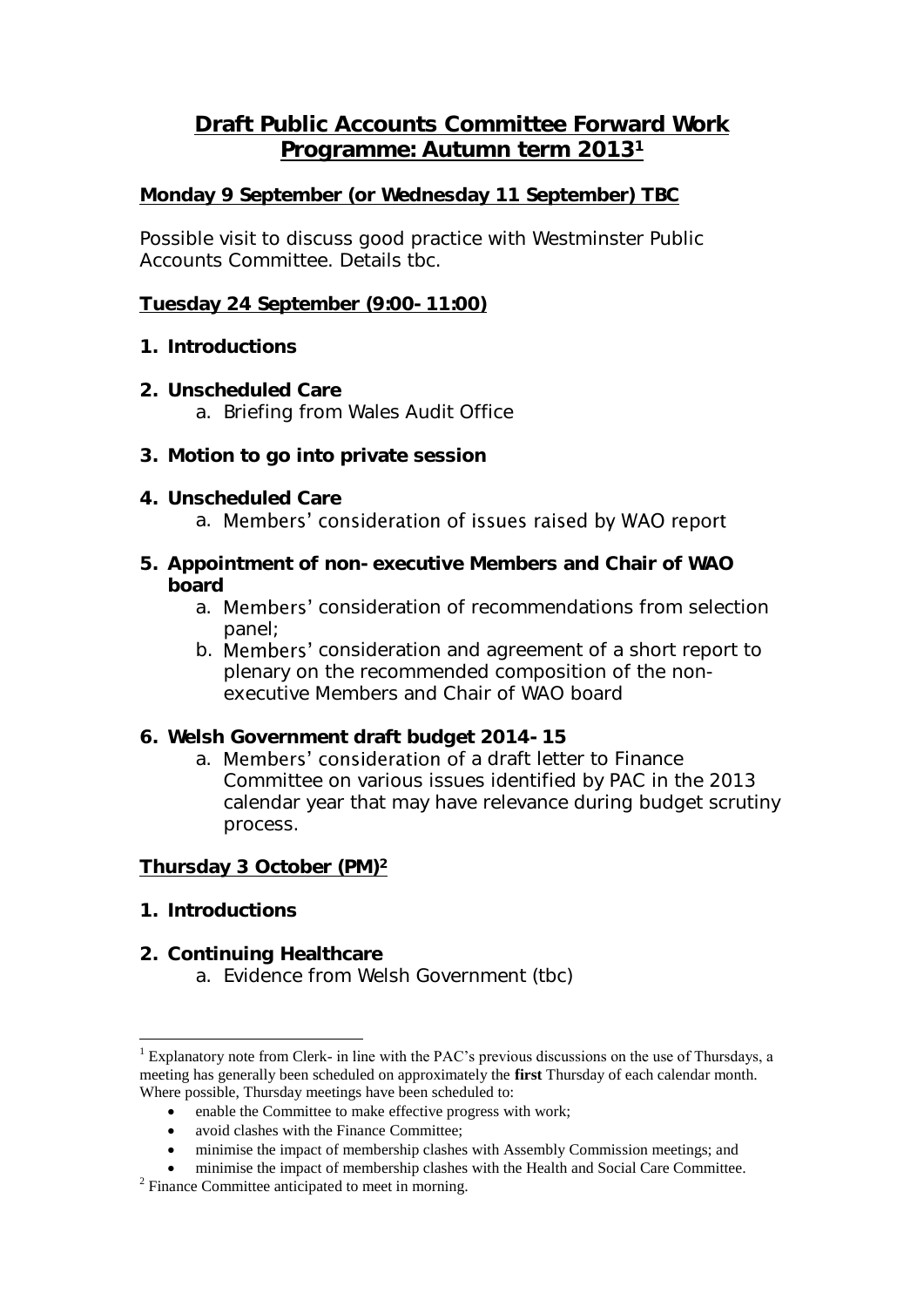# Draft Public Accounts Committee Forward Work Programme: Autumn term 2013[1]

## Monday 9 September (or Wednesday 11 September) TBC

Possible visit to discuss good practice with Westminster Public Accounts Committee. Details tbc.

## Tuesday 24 September (9:00-11:00)

1. **Introductions**

2. **Unscheduled Care**
   a. Briefing from Wales Audit Office

3. **Motion to go into private session**

4. **Unscheduled Care**
   a. Members' consideration of issues raised by WAO report

5. **Appointment of non-executive Members and Chair of WAO board**
   a. Members' consideration of recommendations from selection panel;
   b. Members' consideration and agreement of a short report to plenary on the recommended composition of the non-executive Members and Chair of WAO board

6. **Welsh Government draft budget 2014-15**
   a. Members' consideration of a draft letter to Finance Committee on various issues identified by PAC in the 2013 calendar year that may have relevance during budget scrutiny process.

## Thursday 3 October (PM)[2]

1. **Introductions**

2. **Continuing Healthcare**
   a. Evidence from Welsh Government (tbc)

---

[1] Explanatory note from Clerk- in line with the PAC's previous discussions on the use of Thursdays, a meeting has generally been scheduled on approximately the **first** Thursday of each calendar month. Where possible, Thursday meetings have been scheduled to:

- enable the Committee to make effective progress with work;
- avoid clashes with the Finance Committee;
- minimise the impact of membership clashes with Assembly Commission meetings; and
- minimise the impact of membership clashes with the Health and Social Care Committee.

[2] Finance Committee anticipated to meet in morning.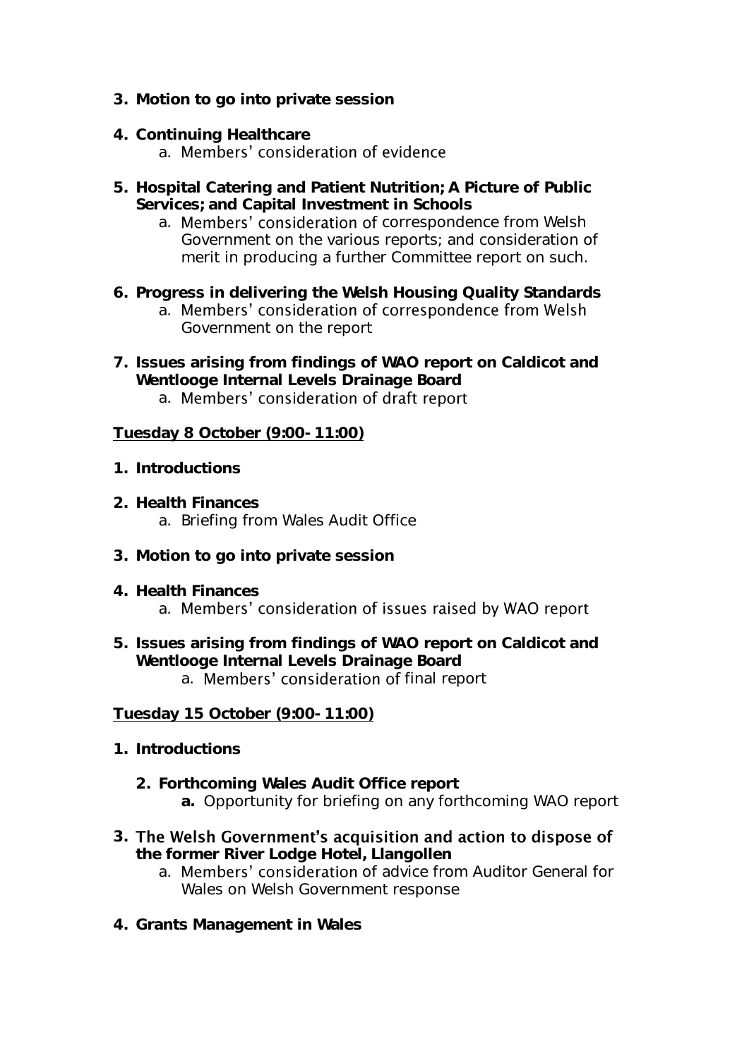3. **Motion to go into private session**

4. **Continuing Healthcare**
    a. Members' consideration of evidence

5. **Hospital Catering and Patient Nutrition; A Picture of Public Services; and Capital Investment in Schools**
    a. Members' consideration of correspondence from Welsh Government on the various reports; and consideration of merit in producing a further Committee report on such.

6. **Progress in delivering the Welsh Housing Quality Standards**
    a. Members' consideration of correspondence from Welsh Government on the report

7. **Issues arising from findings of WAO report on Caldicot and Wentlooge Internal Levels Drainage Board**
    a. Members' consideration of draft report

**<u>Tuesday 8 October (9:00- 11:00)</u>**

1. **Introductions**

2. **Health Finances**
    a. Briefing from Wales Audit Office

3. **Motion to go into private session**

4. **Health Finances**
    a. Members' consideration of issues raised by WAO report

5. **Issues arising from findings of WAO report on Caldicot and Wentlooge Internal Levels Drainage Board**
    a. Members' consideration of final report

**<u>Tuesday 15 October (9:00- 11:00)</u>**

1. **Introductions**

2. **Forthcoming Wales Audit Office report**
    **a.** Opportunity for briefing on any forthcoming WAO report

3. **The Welsh Government's acquisition and action to dispose of the former River Lodge Hotel, Llangollen**
    a. Members' consideration of advice from Auditor General for Wales on Welsh Government response

4. **Grants Management in Wales**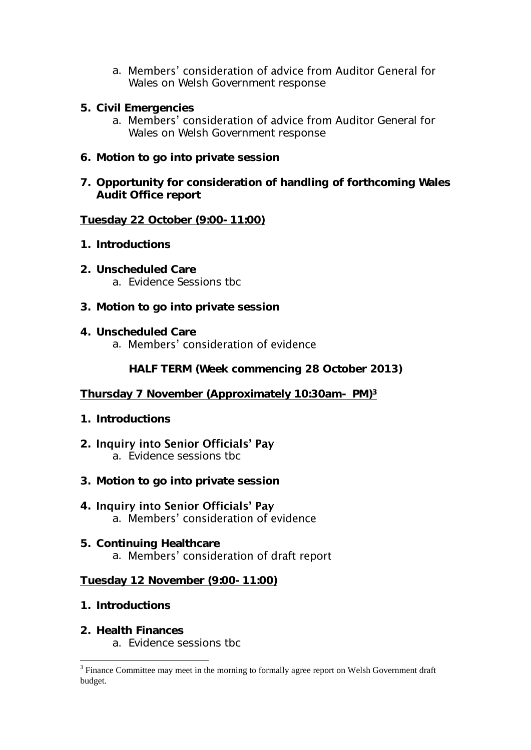a. Members' consideration of advice from Auditor General for Wales on Welsh Government response

**5. Civil Emergencies**

   a. Members' consideration of advice from Auditor General for Wales on Welsh Government response

**6. Motion to go into private session**

**7. Opportunity for consideration of handling of forthcoming Wales Audit Office report**

**<u>Tuesday 22 October (9:00- 11:00)</u>**

**1. Introductions**

**2. Unscheduled Care**

   a. Evidence Sessions tbc

**3. Motion to go into private session**

**4. Unscheduled Care**

   a. Members' consideration of evidence

**HALF TERM (Week commencing 28 October 2013)**

**<u>Thursday 7 November (Approximately 10:30am- PM)[3]</u>**

**1. Introductions**

**2. Inquiry into Senior Officials' Pay**

   a. Evidence sessions tbc

**3. Motion to go into private session**

**4. Inquiry into Senior Officials' Pay**

   a. Members' consideration of evidence

**5. Continuing Healthcare**

   a. Members' consideration of draft report

**<u>Tuesday 12 November (9:00- 11:00)</u>**

**1. Introductions**

**2. Health Finances**

   a. Evidence sessions tbc

---

[3] Finance Committee may meet in the morning to formally agree report on Welsh Government draft budget.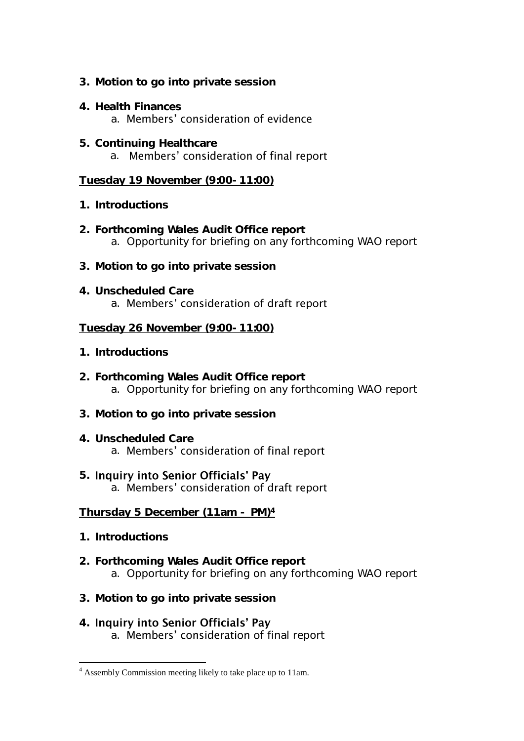3. **Motion to go into private session**

4. **Health Finances**
    a. Members' consideration of evidence

5. **Continuing Healthcare**
    a. Members' consideration of final report

**<u>Tuesday 19 November (9:00- 11:00)</u>**

1. **Introductions**

2. **Forthcoming Wales Audit Office report**
    a. Opportunity for briefing on any forthcoming WAO report

3. **Motion to go into private session**

4. **Unscheduled Care**
    a. Members' consideration of draft report

**<u>Tuesday 26 November (9:00- 11:00)</u>**

1. **Introductions**

2. **Forthcoming Wales Audit Office report**
    a. Opportunity for briefing on any forthcoming WAO report

3. **Motion to go into private session**

4. **Unscheduled Care**
    a. Members' consideration of final report

5. **Inquiry into Senior Officials' Pay**
    a. Members' consideration of draft report

**<u>Thursday 5 December (11am - PM)[4]</u>**

1. **Introductions**

2. **Forthcoming Wales Audit Office report**
    a. Opportunity for briefing on any forthcoming WAO report

3. **Motion to go into private session**

4. **Inquiry into Senior Officials' Pay**
    a. Members' consideration of final report

---

[4] Assembly Commission meeting likely to take place up to 11am.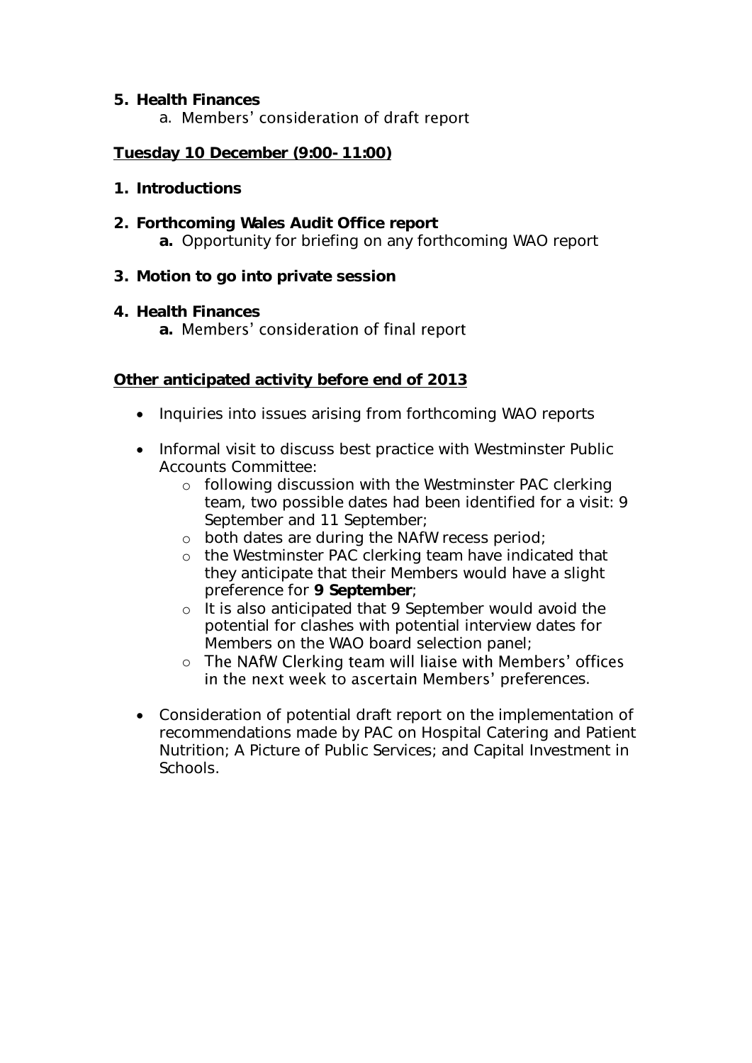5. **Health Finances**
    a. Members' consideration of draft report

**Tuesday 10 December (9:00- 11:00)**

1. **Introductions**

2. **Forthcoming Wales Audit Office report**
    **a.** Opportunity for briefing on any forthcoming WAO report

3. **Motion to go into private session**

4. **Health Finances**
    **a.** Members' consideration of final report

**Other anticipated activity before end of 2013**

- Inquiries into issues arising from forthcoming WAO reports

- Informal visit to discuss best practice with Westminster Public Accounts Committee:
    - following discussion with the Westminster PAC clerking team, two possible dates had been identified for a visit: 9 September and 11 September;
    - both dates are during the NAfW recess period;
    - the Westminster PAC clerking team have indicated that they anticipate that their Members would have a slight preference for **9 September**;
    - It is also anticipated that 9 September would avoid the potential for clashes with potential interview dates for Members on the WAO board selection panel;
    - The NAfW Clerking team will liaise with Members' offices in the next week to ascertain Members' preferences.

- Consideration of potential draft report on the implementation of recommendations made by PAC on Hospital Catering and Patient Nutrition; A Picture of Public Services; and Capital Investment in Schools.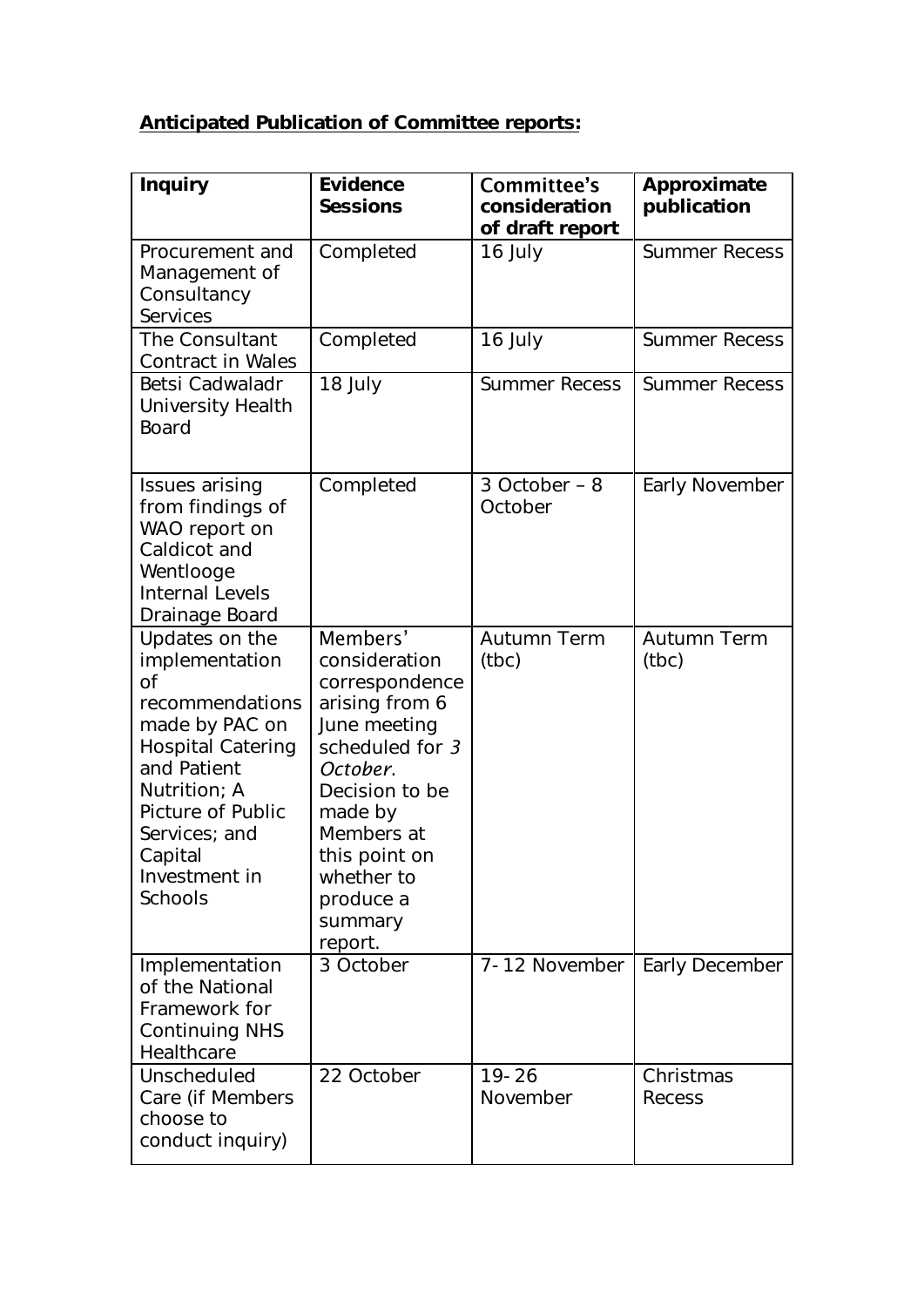**Anticipated Publication of Committee reports:**

| Inquiry | Evidence Sessions | Committee's consideration of draft report | Approximate publication |
|---|---|---|---|
| Procurement and Management of Consultancy Services | Completed | 16 July | Summer Recess |
| The Consultant Contract in Wales | Completed | 16 July | Summer Recess |
| Betsi Cadwaladr University Health Board | 18 July | Summer Recess | Summer Recess |
| Issues arising from findings of WAO report on Caldicot and Wentlooge Internal Levels Drainage Board | Completed | 3 October – 8 October | Early November |
| Updates on the implementation of recommendations made by PAC on Hospital Catering and Patient Nutrition; A Picture of Public Services; and Capital Investment in Schools | Members' consideration correspondence arising from 6 June meeting scheduled for *3 October*. Decision to be made by Members at this point on whether to produce a summary report. | Autumn Term (tbc) | Autumn Term (tbc) |
| Implementation of the National Framework for Continuing NHS Healthcare | 3 October | 7-12 November | Early December |
| Unscheduled Care (if Members choose to conduct inquiry) | 22 October | 19-26 November | Christmas Recess |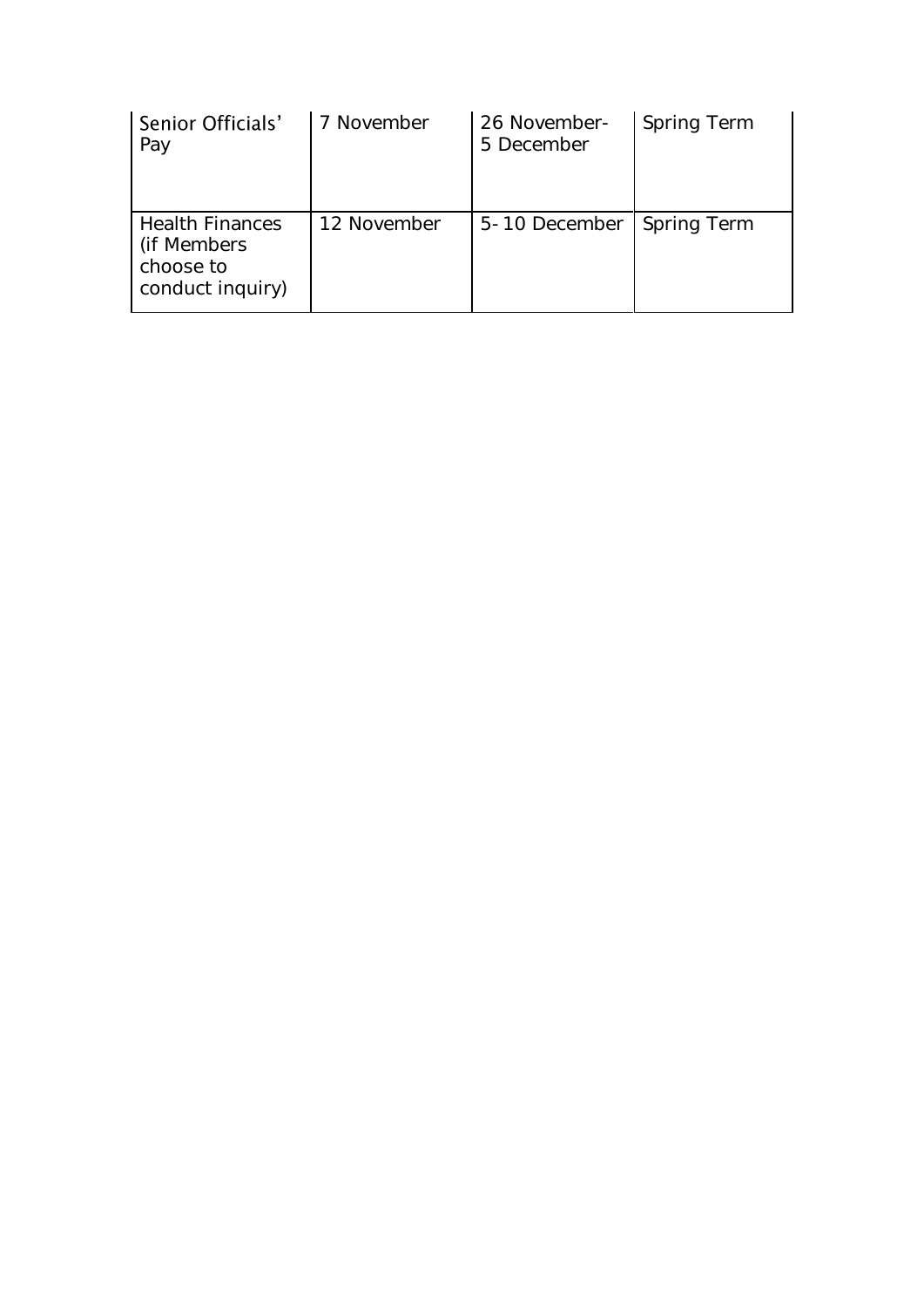| | | | |
|---|---|---|---|
| Senior Officials' Pay | 7 November | 26 November-5 December | Spring Term |
| Health Finances (if Members choose to conduct inquiry) | 12 November | 5-10 December | Spring Term |